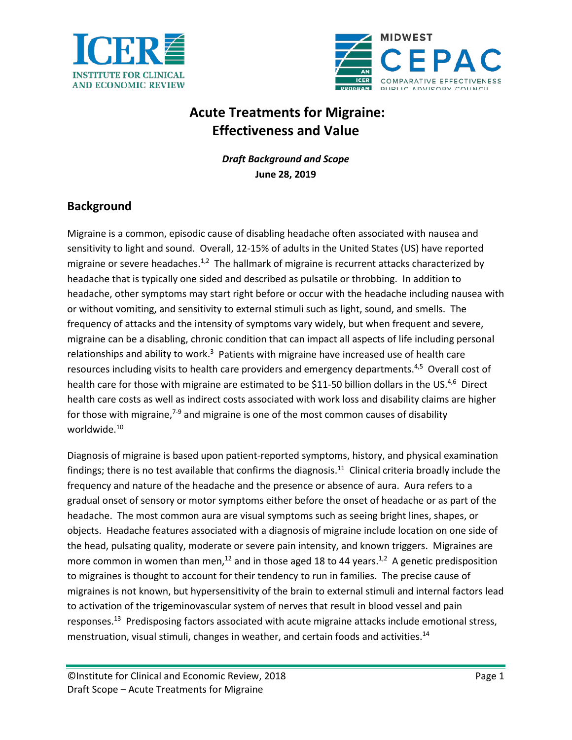# Acute Treatments for Migraine: Effectiveness and Value

***Draft Background and Scope***
**June 28, 2019**

## Background

Migraine is a common, episodic cause of disabling headache often associated with nausea and sensitivity to light and sound. Overall, 12-15% of adults in the United States (US) have reported migraine or severe headaches.[1,2] The hallmark of migraine is recurrent attacks characterized by headache that is typically one sided and described as pulsatile or throbbing. In addition to headache, other symptoms may start right before or occur with the headache including nausea with or without vomiting, and sensitivity to external stimuli such as light, sound, and smells. The frequency of attacks and the intensity of symptoms vary widely, but when frequent and severe, migraine can be a disabling, chronic condition that can impact all aspects of life including personal relationships and ability to work.[3] Patients with migraine have increased use of health care resources including visits to health care providers and emergency departments.[4,5] Overall cost of health care for those with migraine are estimated to be $11-50 billion dollars in the US.[4,6] Direct health care costs as well as indirect costs associated with work loss and disability claims are higher for those with migraine,[7-9] and migraine is one of the most common causes of disability worldwide.[10]

Diagnosis of migraine is based upon patient-reported symptoms, history, and physical examination findings; there is no test available that confirms the diagnosis.[11] Clinical criteria broadly include the frequency and nature of the headache and the presence or absence of aura. Aura refers to a gradual onset of sensory or motor symptoms either before the onset of headache or as part of the headache. The most common aura are visual symptoms such as seeing bright lines, shapes, or objects. Headache features associated with a diagnosis of migraine include location on one side of the head, pulsating quality, moderate or severe pain intensity, and known triggers. Migraines are more common in women than men,[12] and in those aged 18 to 44 years.[1,2] A genetic predisposition to migraines is thought to account for their tendency to run in families. The precise cause of migraines is not known, but hypersensitivity of the brain to external stimuli and internal factors lead to activation of the trigeminovascular system of nerves that result in blood vessel and pain responses.[13] Predisposing factors associated with acute migraine attacks include emotional stress, menstruation, visual stimuli, changes in weather, and certain foods and activities.[14]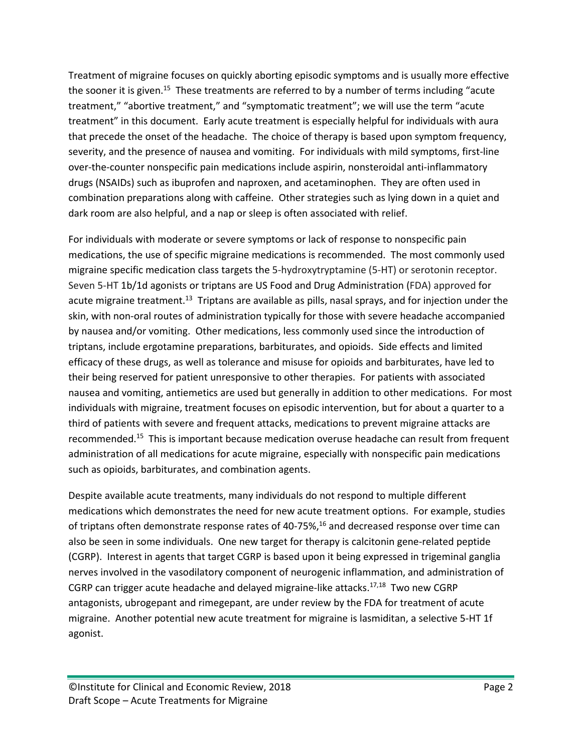Treatment of migraine focuses on quickly aborting episodic symptoms and is usually more effective the sooner it is given.[15] These treatments are referred to by a number of terms including "acute treatment," "abortive treatment," and "symptomatic treatment"; we will use the term "acute treatment" in this document. Early acute treatment is especially helpful for individuals with aura that precede the onset of the headache. The choice of therapy is based upon symptom frequency, severity, and the presence of nausea and vomiting. For individuals with mild symptoms, first-line over-the-counter nonspecific pain medications include aspirin, nonsteroidal anti-inflammatory drugs (NSAIDs) such as ibuprofen and naproxen, and acetaminophen. They are often used in combination preparations along with caffeine. Other strategies such as lying down in a quiet and dark room are also helpful, and a nap or sleep is often associated with relief.

For individuals with moderate or severe symptoms or lack of response to nonspecific pain medications, the use of specific migraine medications is recommended. The most commonly used migraine specific medication class targets the 5-hydroxytryptamine (5-HT) or serotonin receptor. Seven 5-HT 1b/1d agonists or triptans are US Food and Drug Administration (FDA) approved for acute migraine treatment.[13] Triptans are available as pills, nasal sprays, and for injection under the skin, with non-oral routes of administration typically for those with severe headache accompanied by nausea and/or vomiting. Other medications, less commonly used since the introduction of triptans, include ergotamine preparations, barbiturates, and opioids. Side effects and limited efficacy of these drugs, as well as tolerance and misuse for opioids and barbiturates, have led to their being reserved for patient unresponsive to other therapies. For patients with associated nausea and vomiting, antiemetics are used but generally in addition to other medications. For most individuals with migraine, treatment focuses on episodic intervention, but for about a quarter to a third of patients with severe and frequent attacks, medications to prevent migraine attacks are recommended.[15] This is important because medication overuse headache can result from frequent administration of all medications for acute migraine, especially with nonspecific pain medications such as opioids, barbiturates, and combination agents.

Despite available acute treatments, many individuals do not respond to multiple different medications which demonstrates the need for new acute treatment options. For example, studies of triptans often demonstrate response rates of 40-75%,[16] and decreased response over time can also be seen in some individuals. One new target for therapy is calcitonin gene-related peptide (CGRP). Interest in agents that target CGRP is based upon it being expressed in trigeminal ganglia nerves involved in the vasodilatory component of neurogenic inflammation, and administration of CGRP can trigger acute headache and delayed migraine-like attacks.[17,18] Two new CGRP antagonists, ubrogepant and rimegepant, are under review by the FDA for treatment of acute migraine. Another potential new acute treatment for migraine is lasmiditan, a selective 5-HT 1f agonist.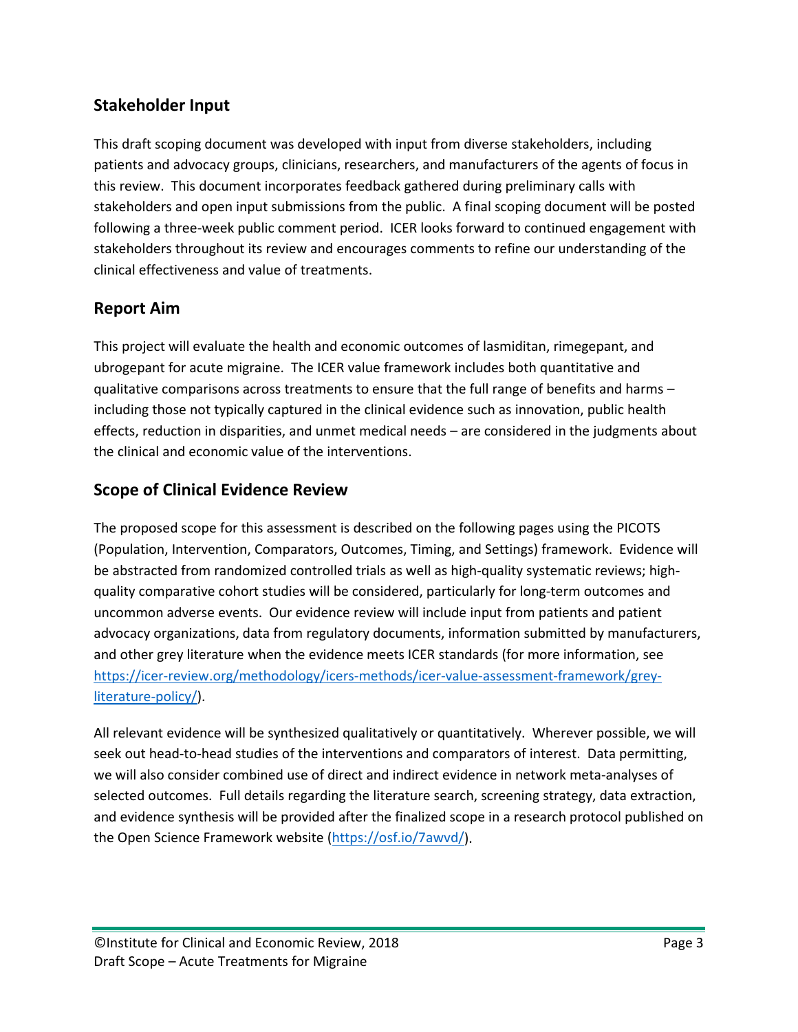## Stakeholder Input

This draft scoping document was developed with input from diverse stakeholders, including patients and advocacy groups, clinicians, researchers, and manufacturers of the agents of focus in this review. This document incorporates feedback gathered during preliminary calls with stakeholders and open input submissions from the public. A final scoping document will be posted following a three-week public comment period. ICER looks forward to continued engagement with stakeholders throughout its review and encourages comments to refine our understanding of the clinical effectiveness and value of treatments.

## Report Aim

This project will evaluate the health and economic outcomes of lasmiditan, rimegepant, and ubrogepant for acute migraine. The ICER value framework includes both quantitative and qualitative comparisons across treatments to ensure that the full range of benefits and harms – including those not typically captured in the clinical evidence such as innovation, public health effects, reduction in disparities, and unmet medical needs – are considered in the judgments about the clinical and economic value of the interventions.

## Scope of Clinical Evidence Review

The proposed scope for this assessment is described on the following pages using the PICOTS (Population, Intervention, Comparators, Outcomes, Timing, and Settings) framework. Evidence will be abstracted from randomized controlled trials as well as high-quality systematic reviews; high-quality comparative cohort studies will be considered, particularly for long-term outcomes and uncommon adverse events. Our evidence review will include input from patients and patient advocacy organizations, data from regulatory documents, information submitted by manufacturers, and other grey literature when the evidence meets ICER standards (for more information, see [https://icer-review.org/methodology/icers-methods/icer-value-assessment-framework/grey-literature-policy/](https://icer-review.org/methodology/icers-methods/icer-value-assessment-framework/grey-literature-policy/)).

All relevant evidence will be synthesized qualitatively or quantitatively. Wherever possible, we will seek out head-to-head studies of the interventions and comparators of interest. Data permitting, we will also consider combined use of direct and indirect evidence in network meta-analyses of selected outcomes. Full details regarding the literature search, screening strategy, data extraction, and evidence synthesis will be provided after the finalized scope in a research protocol published on the Open Science Framework website ([https://osf.io/7awvd/](https://osf.io/7awvd/)).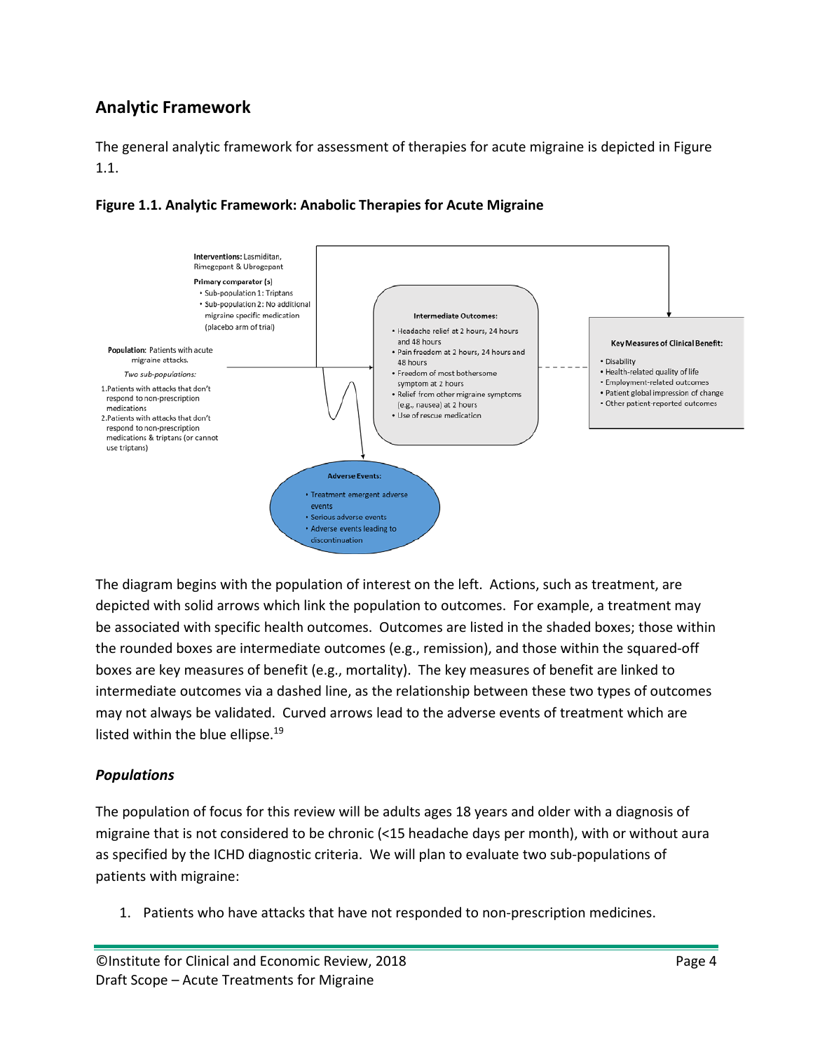## Analytic Framework

The general analytic framework for assessment of therapies for acute migraine is depicted in Figure 1.1.

**Figure 1.1. Analytic Framework: Anabolic Therapies for Acute Migraine**

**Interventions:** Lasmiditan, Rimegepant & Ubrogepant

**Primary comparator (s)**

- Sub-population 1: Triptans
- Sub-population 2: No additional migraine specific medication (placebo arm of trial)

**Population:** Patients with acute migraine attacks.

*Two sub-populations:*

1. Patients with attacks that don't respond to non-prescription medications
2. Patients with attacks that don't respond to non-prescription medications & triptans (or cannot use triptans)

**Intermediate Outcomes:**

- Headache relief at 2 hours, 24 hours and 48 hours
- Pain freedom at 2 hours, 24 hours and 48 hours
- Freedom of most bothersome symptom at 2 hours
- Relief from other migraine symptoms (e.g., nausea) at 2 hours
- Use of rescue medication

**Key Measures of Clinical Benefit:**

- Disability
- Health-related quality of life
- Employment-related outcomes
- Patient global impression of change
- Other patient-reported outcomes

**Adverse Events:**

- Treatment emergent adverse events
- Serious adverse events
- Adverse events leading to discontinuation

The diagram begins with the population of interest on the left. Actions, such as treatment, are depicted with solid arrows which link the population to outcomes. For example, a treatment may be associated with specific health outcomes. Outcomes are listed in the shaded boxes; those within the rounded boxes are intermediate outcomes (e.g., remission), and those within the squared-off boxes are key measures of benefit (e.g., mortality). The key measures of benefit are linked to intermediate outcomes via a dashed line, as the relationship between these two types of outcomes may not always be validated. Curved arrows lead to the adverse events of treatment which are listed within the blue ellipse.[19]

### *Populations*

The population of focus for this review will be adults ages 18 years and older with a diagnosis of migraine that is not considered to be chronic (<15 headache days per month), with or without aura as specified by the ICHD diagnostic criteria. We will plan to evaluate two sub-populations of patients with migraine:

1. Patients who have attacks that have not responded to non-prescription medicines.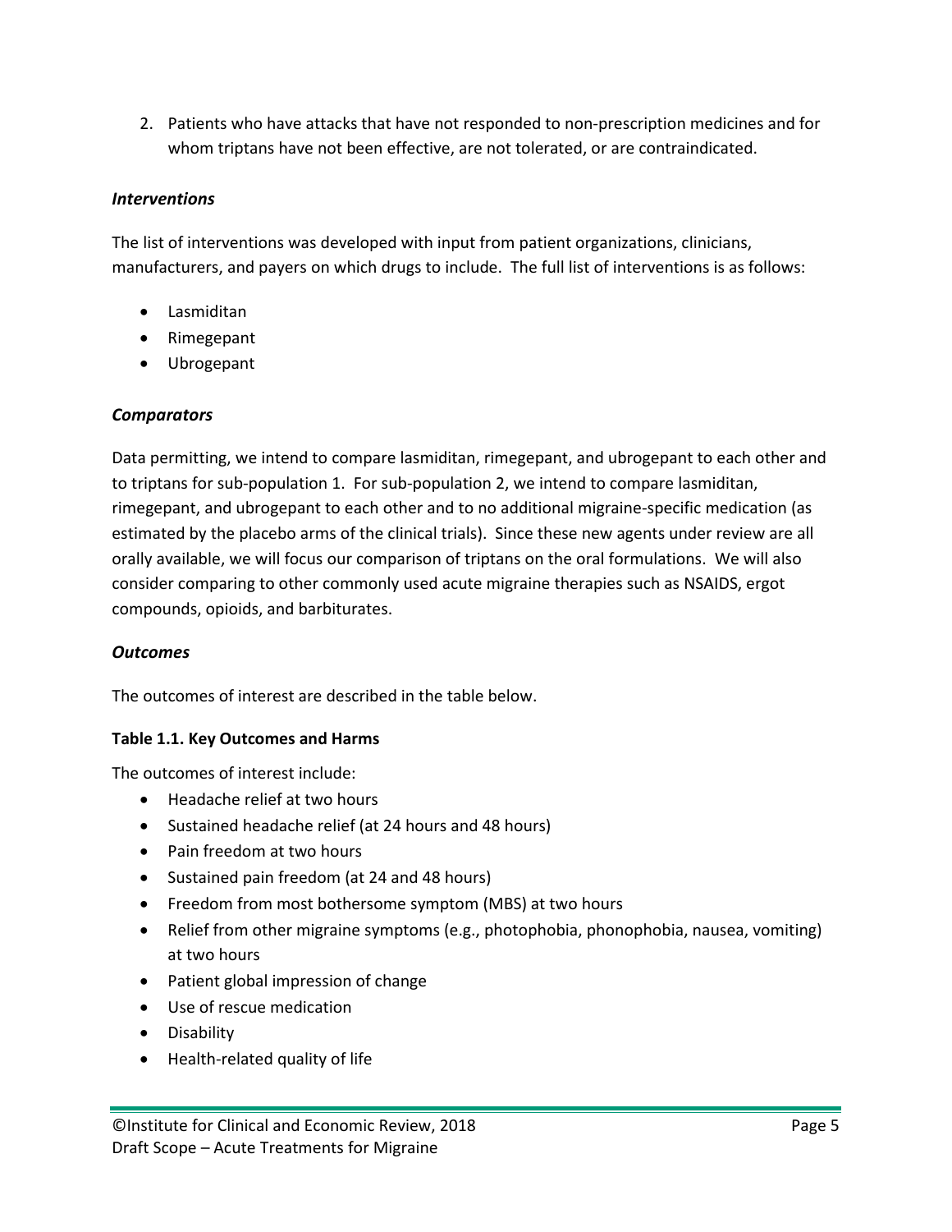2. Patients who have attacks that have not responded to non-prescription medicines and for whom triptans have not been effective, are not tolerated, or are contraindicated.

### *Interventions*

The list of interventions was developed with input from patient organizations, clinicians, manufacturers, and payers on which drugs to include. The full list of interventions is as follows:

- Lasmiditan
- Rimegepant
- Ubrogepant

### *Comparators*

Data permitting, we intend to compare lasmiditan, rimegepant, and ubrogepant to each other and to triptans for sub-population 1. For sub-population 2, we intend to compare lasmiditan, rimegepant, and ubrogepant to each other and to no additional migraine-specific medication (as estimated by the placebo arms of the clinical trials). Since these new agents under review are all orally available, we will focus our comparison of triptans on the oral formulations. We will also consider comparing to other commonly used acute migraine therapies such as NSAIDS, ergot compounds, opioids, and barbiturates.

### *Outcomes*

The outcomes of interest are described in the table below.

**Table 1.1. Key Outcomes and Harms**

The outcomes of interest include:

- Headache relief at two hours
- Sustained headache relief (at 24 hours and 48 hours)
- Pain freedom at two hours
- Sustained pain freedom (at 24 and 48 hours)
- Freedom from most bothersome symptom (MBS) at two hours
- Relief from other migraine symptoms (e.g., photophobia, phonophobia, nausea, vomiting) at two hours
- Patient global impression of change
- Use of rescue medication
- Disability
- Health-related quality of life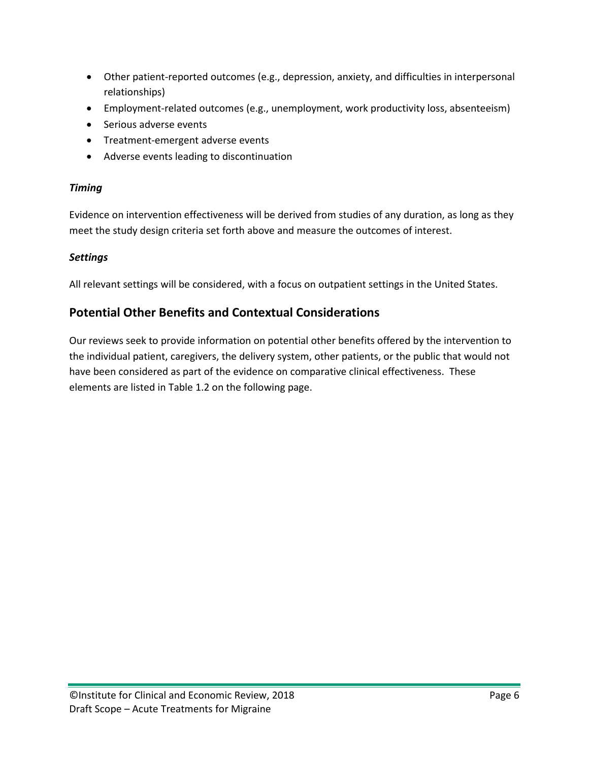- Other patient-reported outcomes (e.g., depression, anxiety, and difficulties in interpersonal relationships)
- Employment-related outcomes (e.g., unemployment, work productivity loss, absenteeism)
- Serious adverse events
- Treatment-emergent adverse events
- Adverse events leading to discontinuation

***Timing***

Evidence on intervention effectiveness will be derived from studies of any duration, as long as they meet the study design criteria set forth above and measure the outcomes of interest.

***Settings***

All relevant settings will be considered, with a focus on outpatient settings in the United States.

## Potential Other Benefits and Contextual Considerations

Our reviews seek to provide information on potential other benefits offered by the intervention to the individual patient, caregivers, the delivery system, other patients, or the public that would not have been considered as part of the evidence on comparative clinical effectiveness. These elements are listed in Table 1.2 on the following page.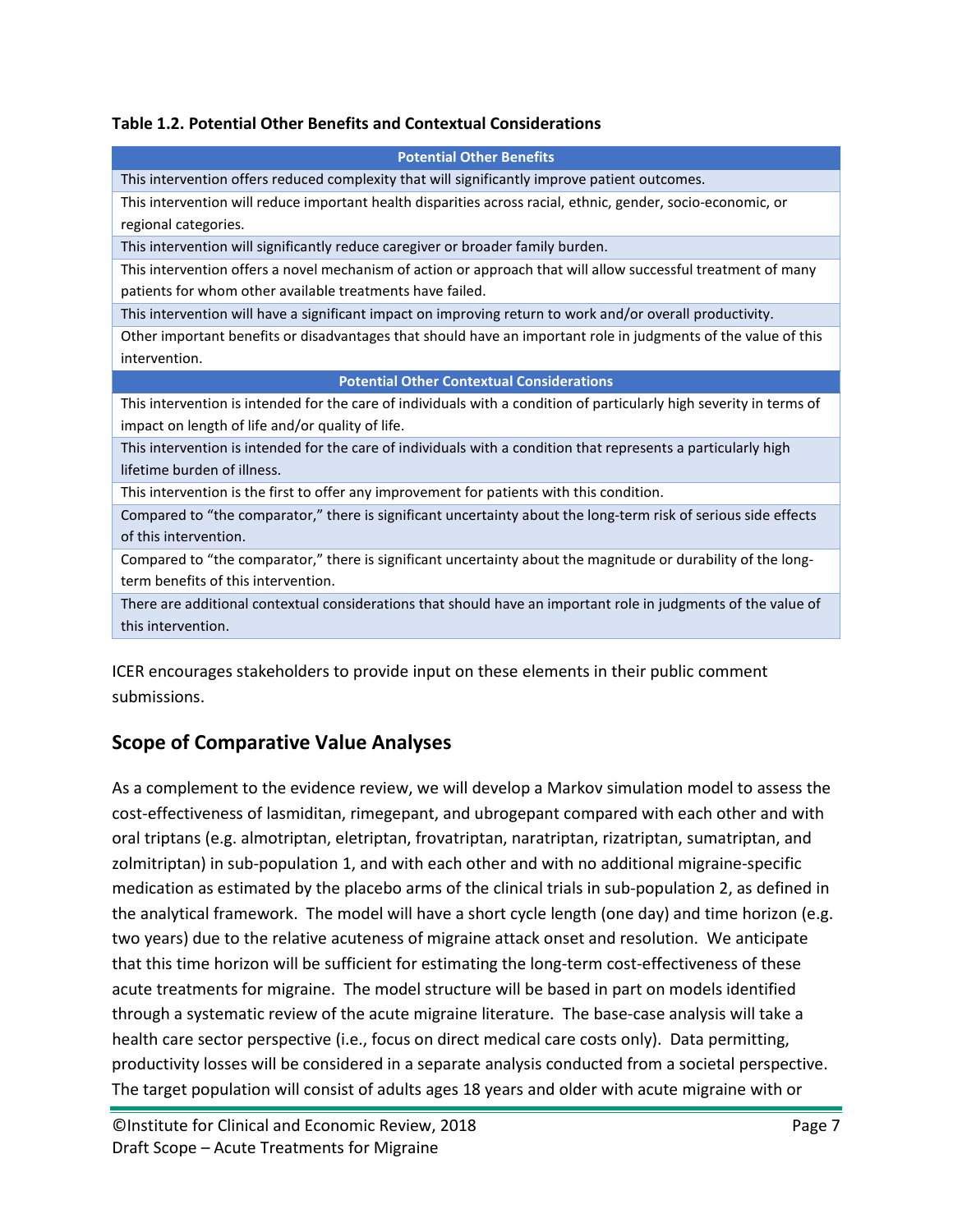**Table 1.2. Potential Other Benefits and Contextual Considerations**

| Potential Other Benefits |
|---|
| This intervention offers reduced complexity that will significantly improve patient outcomes. |
| This intervention will reduce important health disparities across racial, ethnic, gender, socio-economic, or regional categories. |
| This intervention will significantly reduce caregiver or broader family burden. |
| This intervention offers a novel mechanism of action or approach that will allow successful treatment of many patients for whom other available treatments have failed. |
| This intervention will have a significant impact on improving return to work and/or overall productivity. |
| Other important benefits or disadvantages that should have an important role in judgments of the value of this intervention. |
| **Potential Other Contextual Considerations** |
| This intervention is intended for the care of individuals with a condition of particularly high severity in terms of impact on length of life and/or quality of life. |
| This intervention is intended for the care of individuals with a condition that represents a particularly high lifetime burden of illness. |
| This intervention is the first to offer any improvement for patients with this condition. |
| Compared to "the comparator," there is significant uncertainty about the long-term risk of serious side effects of this intervention. |
| Compared to "the comparator," there is significant uncertainty about the magnitude or durability of the long-term benefits of this intervention. |
| There are additional contextual considerations that should have an important role in judgments of the value of this intervention. |

ICER encourages stakeholders to provide input on these elements in their public comment submissions.

## Scope of Comparative Value Analyses

As a complement to the evidence review, we will develop a Markov simulation model to assess the cost-effectiveness of lasmiditan, rimegepant, and ubrogepant compared with each other and with oral triptans (e.g. almotriptan, eletriptan, frovatriptan, naratriptan, rizatriptan, sumatriptan, and zolmitriptan) in sub-population 1, and with each other and with no additional migraine-specific medication as estimated by the placebo arms of the clinical trials in sub-population 2, as defined in the analytical framework. The model will have a short cycle length (one day) and time horizon (e.g. two years) due to the relative acuteness of migraine attack onset and resolution. We anticipate that this time horizon will be sufficient for estimating the long-term cost-effectiveness of these acute treatments for migraine. The model structure will be based in part on models identified through a systematic review of the acute migraine literature. The base-case analysis will take a health care sector perspective (i.e., focus on direct medical care costs only). Data permitting, productivity losses will be considered in a separate analysis conducted from a societal perspective. The target population will consist of adults ages 18 years and older with acute migraine with or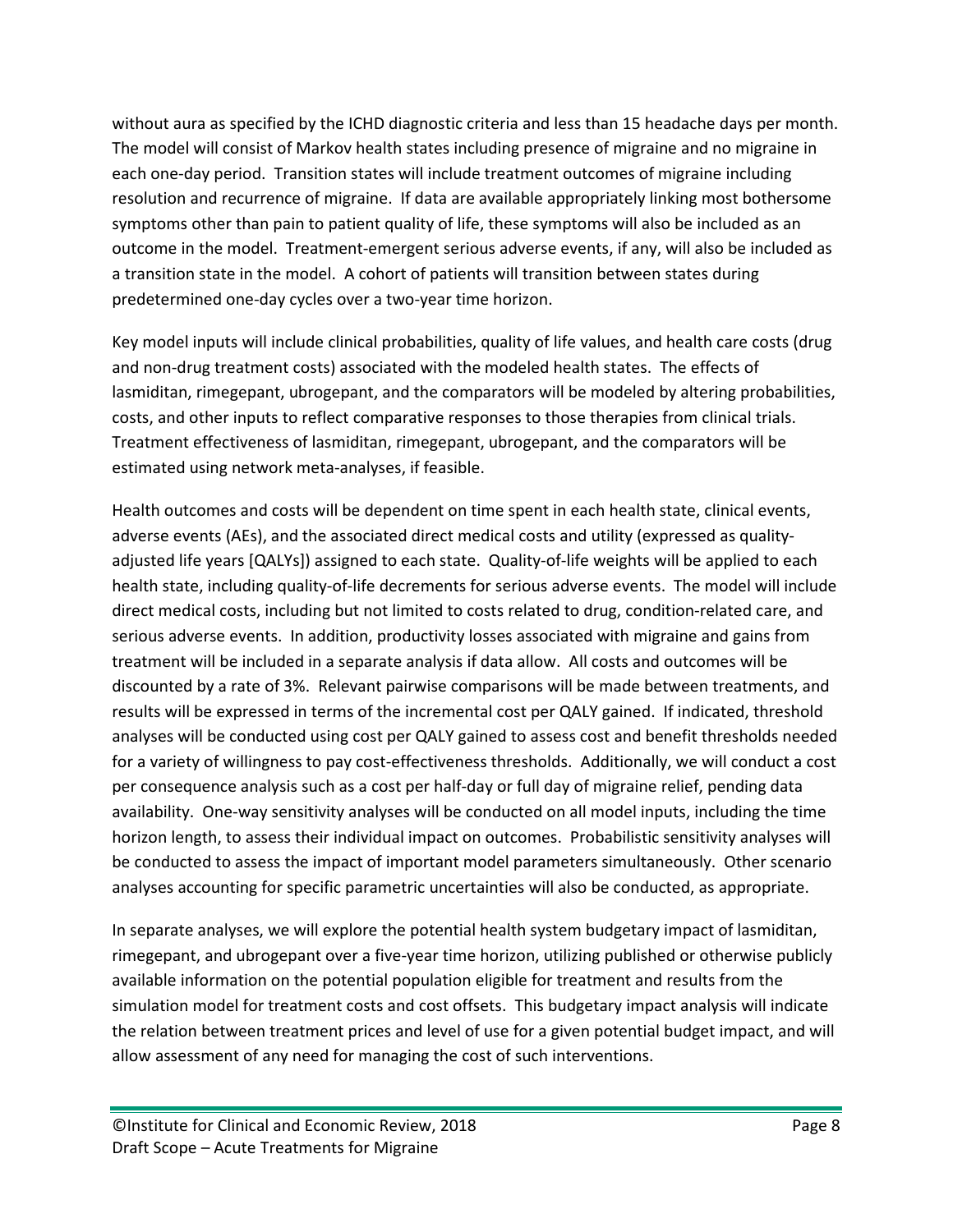without aura as specified by the ICHD diagnostic criteria and less than 15 headache days per month. The model will consist of Markov health states including presence of migraine and no migraine in each one-day period. Transition states will include treatment outcomes of migraine including resolution and recurrence of migraine. If data are available appropriately linking most bothersome symptoms other than pain to patient quality of life, these symptoms will also be included as an outcome in the model. Treatment-emergent serious adverse events, if any, will also be included as a transition state in the model. A cohort of patients will transition between states during predetermined one-day cycles over a two-year time horizon.

Key model inputs will include clinical probabilities, quality of life values, and health care costs (drug and non-drug treatment costs) associated with the modeled health states. The effects of lasmiditan, rimegepant, ubrogepant, and the comparators will be modeled by altering probabilities, costs, and other inputs to reflect comparative responses to those therapies from clinical trials. Treatment effectiveness of lasmiditan, rimegepant, ubrogepant, and the comparators will be estimated using network meta-analyses, if feasible.

Health outcomes and costs will be dependent on time spent in each health state, clinical events, adverse events (AEs), and the associated direct medical costs and utility (expressed as quality-adjusted life years [QALYs]) assigned to each state. Quality-of-life weights will be applied to each health state, including quality-of-life decrements for serious adverse events. The model will include direct medical costs, including but not limited to costs related to drug, condition-related care, and serious adverse events. In addition, productivity losses associated with migraine and gains from treatment will be included in a separate analysis if data allow. All costs and outcomes will be discounted by a rate of 3%. Relevant pairwise comparisons will be made between treatments, and results will be expressed in terms of the incremental cost per QALY gained. If indicated, threshold analyses will be conducted using cost per QALY gained to assess cost and benefit thresholds needed for a variety of willingness to pay cost-effectiveness thresholds. Additionally, we will conduct a cost per consequence analysis such as a cost per half-day or full day of migraine relief, pending data availability. One-way sensitivity analyses will be conducted on all model inputs, including the time horizon length, to assess their individual impact on outcomes. Probabilistic sensitivity analyses will be conducted to assess the impact of important model parameters simultaneously. Other scenario analyses accounting for specific parametric uncertainties will also be conducted, as appropriate.

In separate analyses, we will explore the potential health system budgetary impact of lasmiditan, rimegepant, and ubrogepant over a five-year time horizon, utilizing published or otherwise publicly available information on the potential population eligible for treatment and results from the simulation model for treatment costs and cost offsets. This budgetary impact analysis will indicate the relation between treatment prices and level of use for a given potential budget impact, and will allow assessment of any need for managing the cost of such interventions.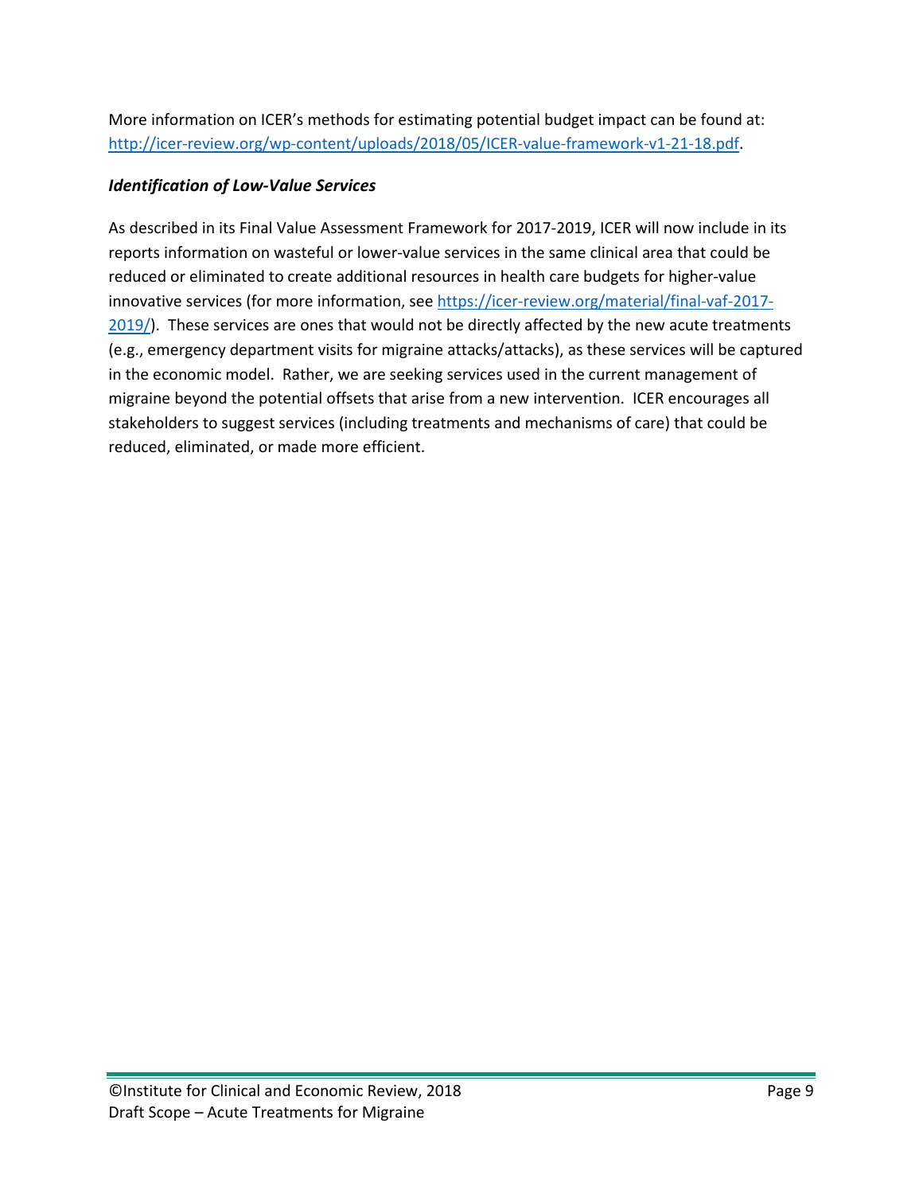More information on ICER's methods for estimating potential budget impact can be found at: http://icer-review.org/wp-content/uploads/2018/05/ICER-value-framework-v1-21-18.pdf.

### *Identification of Low-Value Services*

As described in its Final Value Assessment Framework for 2017-2019, ICER will now include in its reports information on wasteful or lower-value services in the same clinical area that could be reduced or eliminated to create additional resources in health care budgets for higher-value innovative services (for more information, see https://icer-review.org/material/final-vaf-2017-2019/). These services are ones that would not be directly affected by the new acute treatments (e.g., emergency department visits for migraine attacks/attacks), as these services will be captured in the economic model. Rather, we are seeking services used in the current management of migraine beyond the potential offsets that arise from a new intervention. ICER encourages all stakeholders to suggest services (including treatments and mechanisms of care) that could be reduced, eliminated, or made more efficient.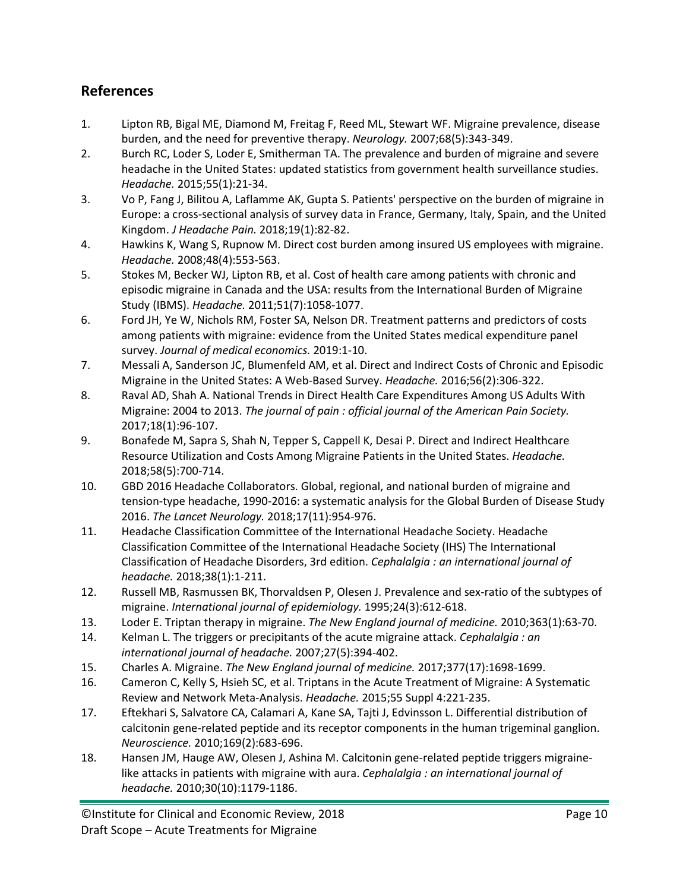## References

1. Lipton RB, Bigal ME, Diamond M, Freitag F, Reed ML, Stewart WF. Migraine prevalence, disease burden, and the need for preventive therapy. *Neurology.* 2007;68(5):343-349.
2. Burch RC, Loder S, Loder E, Smitherman TA. The prevalence and burden of migraine and severe headache in the United States: updated statistics from government health surveillance studies. *Headache.* 2015;55(1):21-34.
3. Vo P, Fang J, Bilitou A, Laflamme AK, Gupta S. Patients' perspective on the burden of migraine in Europe: a cross-sectional analysis of survey data in France, Germany, Italy, Spain, and the United Kingdom. *J Headache Pain.* 2018;19(1):82-82.
4. Hawkins K, Wang S, Rupnow M. Direct cost burden among insured US employees with migraine. *Headache.* 2008;48(4):553-563.
5. Stokes M, Becker WJ, Lipton RB, et al. Cost of health care among patients with chronic and episodic migraine in Canada and the USA: results from the International Burden of Migraine Study (IBMS). *Headache.* 2011;51(7):1058-1077.
6. Ford JH, Ye W, Nichols RM, Foster SA, Nelson DR. Treatment patterns and predictors of costs among patients with migraine: evidence from the United States medical expenditure panel survey. *Journal of medical economics.* 2019:1-10.
7. Messali A, Sanderson JC, Blumenfeld AM, et al. Direct and Indirect Costs of Chronic and Episodic Migraine in the United States: A Web-Based Survey. *Headache.* 2016;56(2):306-322.
8. Raval AD, Shah A. National Trends in Direct Health Care Expenditures Among US Adults With Migraine: 2004 to 2013. *The journal of pain : official journal of the American Pain Society.* 2017;18(1):96-107.
9. Bonafede M, Sapra S, Shah N, Tepper S, Cappell K, Desai P. Direct and Indirect Healthcare Resource Utilization and Costs Among Migraine Patients in the United States. *Headache.* 2018;58(5):700-714.
10. GBD 2016 Headache Collaborators. Global, regional, and national burden of migraine and tension-type headache, 1990-2016: a systematic analysis for the Global Burden of Disease Study 2016. *The Lancet Neurology.* 2018;17(11):954-976.
11. Headache Classification Committee of the International Headache Society. Headache Classification Committee of the International Headache Society (IHS) The International Classification of Headache Disorders, 3rd edition. *Cephalalgia : an international journal of headache.* 2018;38(1):1-211.
12. Russell MB, Rasmussen BK, Thorvaldsen P, Olesen J. Prevalence and sex-ratio of the subtypes of migraine. *International journal of epidemiology.* 1995;24(3):612-618.
13. Loder E. Triptan therapy in migraine. *The New England journal of medicine.* 2010;363(1):63-70.
14. Kelman L. The triggers or precipitants of the acute migraine attack. *Cephalalgia : an international journal of headache.* 2007;27(5):394-402.
15. Charles A. Migraine. *The New England journal of medicine.* 2017;377(17):1698-1699.
16. Cameron C, Kelly S, Hsieh SC, et al. Triptans in the Acute Treatment of Migraine: A Systematic Review and Network Meta-Analysis. *Headache.* 2015;55 Suppl 4:221-235.
17. Eftekhari S, Salvatore CA, Calamari A, Kane SA, Tajti J, Edvinsson L. Differential distribution of calcitonin gene-related peptide and its receptor components in the human trigeminal ganglion. *Neuroscience.* 2010;169(2):683-696.
18. Hansen JM, Hauge AW, Olesen J, Ashina M. Calcitonin gene-related peptide triggers migraine-like attacks in patients with migraine with aura. *Cephalalgia : an international journal of headache.* 2010;30(10):1179-1186.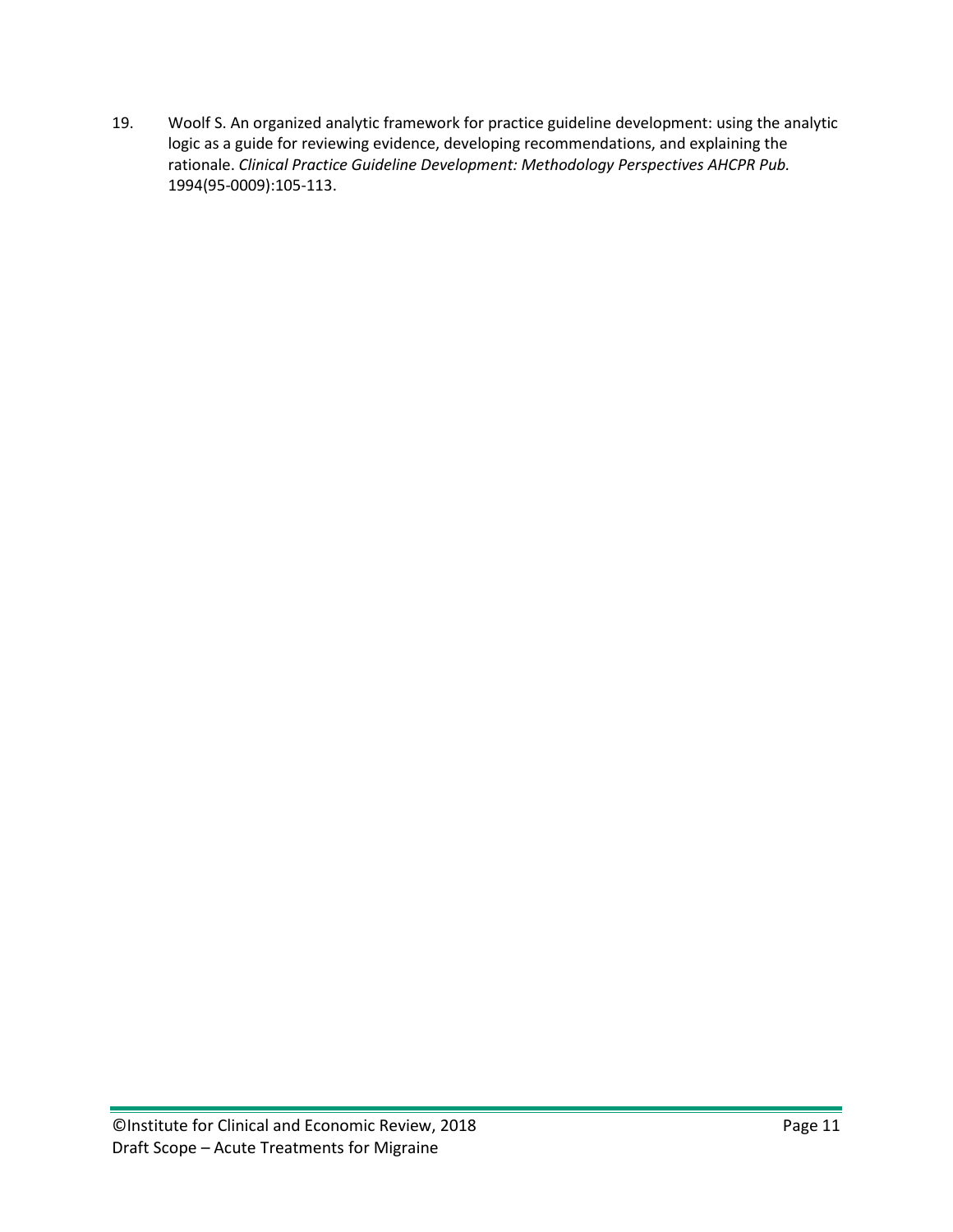19. Woolf S. An organized analytic framework for practice guideline development: using the analytic logic as a guide for reviewing evidence, developing recommendations, and explaining the rationale. *Clinical Practice Guideline Development: Methodology Perspectives AHCPR Pub.* 1994(95-0009):105-113.